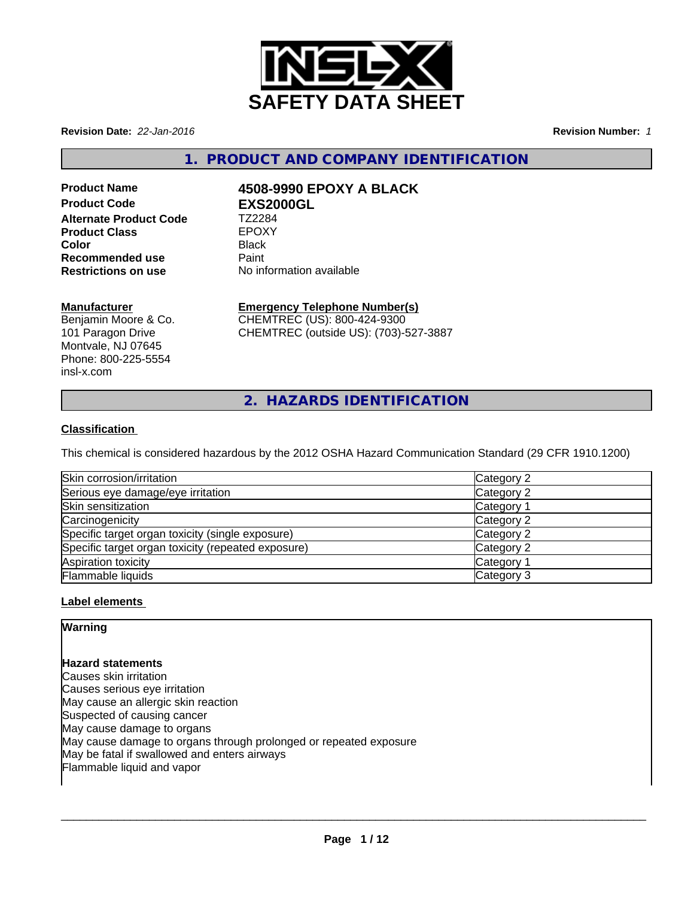# SAFETY DATA SHEET

**Revision Date:** *22-Jan-2016*

**Revision Number:** *1*

## 1. PRODUCT AND COMPANY IDENTIFICATION

| | |
|---|---|
| **Product Name** | **4508-9990 EPOXY A BLACK** |
| **Product Code** | **EXS2000GL** |
| **Alternate Product Code** | TZ2284 |
| **Product Class** | EPOXY |
| **Color** | Black |
| **Recommended use** | Paint |
| **Restrictions on use** | No information available |

**Manufacturer**
Benjamin Moore & Co.
101 Paragon Drive
Montvale, NJ 07645
Phone: 800-225-5554
insl-x.com

**Emergency Telephone Number(s)**
CHEMTREC (US): 800-424-9300
CHEMTREC (outside US): (703)-527-3887

## 2. HAZARDS IDENTIFICATION

**Classification**

This chemical is considered hazardous by the 2012 OSHA Hazard Communication Standard (29 CFR 1910.1200)

| | |
|---|---|
| Skin corrosion/irritation | Category 2 |
| Serious eye damage/eye irritation | Category 2 |
| Skin sensitization | Category 1 |
| Carcinogenicity | Category 2 |
| Specific target organ toxicity (single exposure) | Category 2 |
| Specific target organ toxicity (repeated exposure) | Category 2 |
| Aspiration toxicity | Category 1 |
| Flammable liquids | Category 3 |

**Label elements**

**Warning**

**Hazard statements**
Causes skin irritation
Causes serious eye irritation
May cause an allergic skin reaction
Suspected of causing cancer
May cause damage to organs
May cause damage to organs through prolonged or repeated exposure
May be fatal if swallowed and enters airways
Flammable liquid and vapor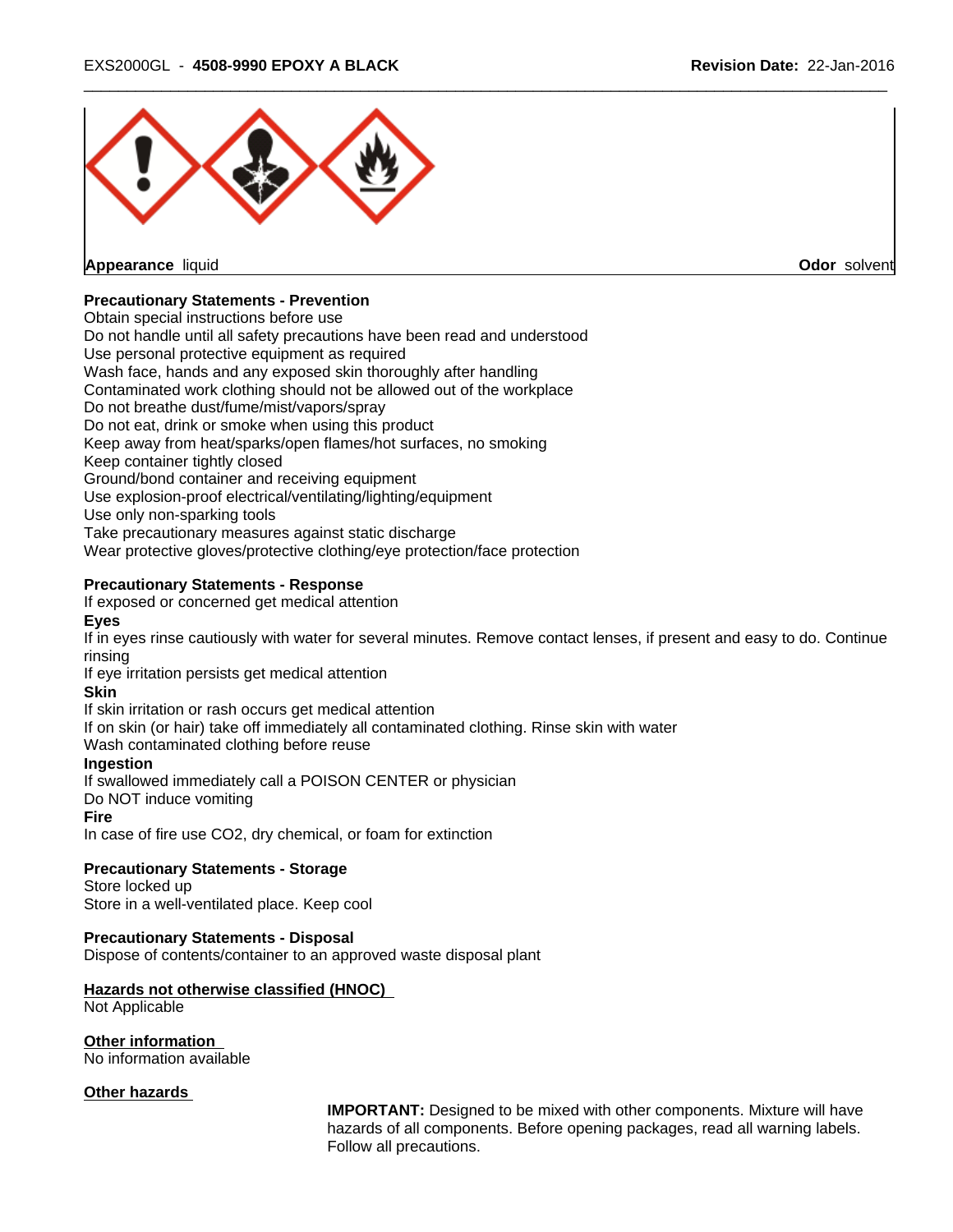**Appearance** liquid **Odor** solvent

**Precautionary Statements - Prevention**

Obtain special instructions before use
Do not handle until all safety precautions have been read and understood
Use personal protective equipment as required
Wash face, hands and any exposed skin thoroughly after handling
Contaminated work clothing should not be allowed out of the workplace
Do not breathe dust/fume/mist/vapors/spray
Do not eat, drink or smoke when using this product
Keep away from heat/sparks/open flames/hot surfaces, no smoking
Keep container tightly closed
Ground/bond container and receiving equipment
Use explosion-proof electrical/ventilating/lighting/equipment
Use only non-sparking tools
Take precautionary measures against static discharge
Wear protective gloves/protective clothing/eye protection/face protection

**Precautionary Statements - Response**

If exposed or concerned get medical attention

**Eyes**

If in eyes rinse cautiously with water for several minutes. Remove contact lenses, if present and easy to do. Continue rinsing
If eye irritation persists get medical attention

**Skin**

If skin irritation or rash occurs get medical attention
If on skin (or hair) take off immediately all contaminated clothing. Rinse skin with water
Wash contaminated clothing before reuse

**Ingestion**

If swallowed immediately call a POISON CENTER or physician
Do NOT induce vomiting

**Fire**

In case of fire use CO2, dry chemical, or foam for extinction

**Precautionary Statements - Storage**

Store locked up
Store in a well-ventilated place. Keep cool

**Precautionary Statements - Disposal**

Dispose of contents/container to an approved waste disposal plant

**Hazards not otherwise classified (HNOC)**

Not Applicable

**Other information**

No information available

**Other hazards**

**IMPORTANT:** Designed to be mixed with other components. Mixture will have hazards of all components. Before opening packages, read all warning labels. Follow all precautions.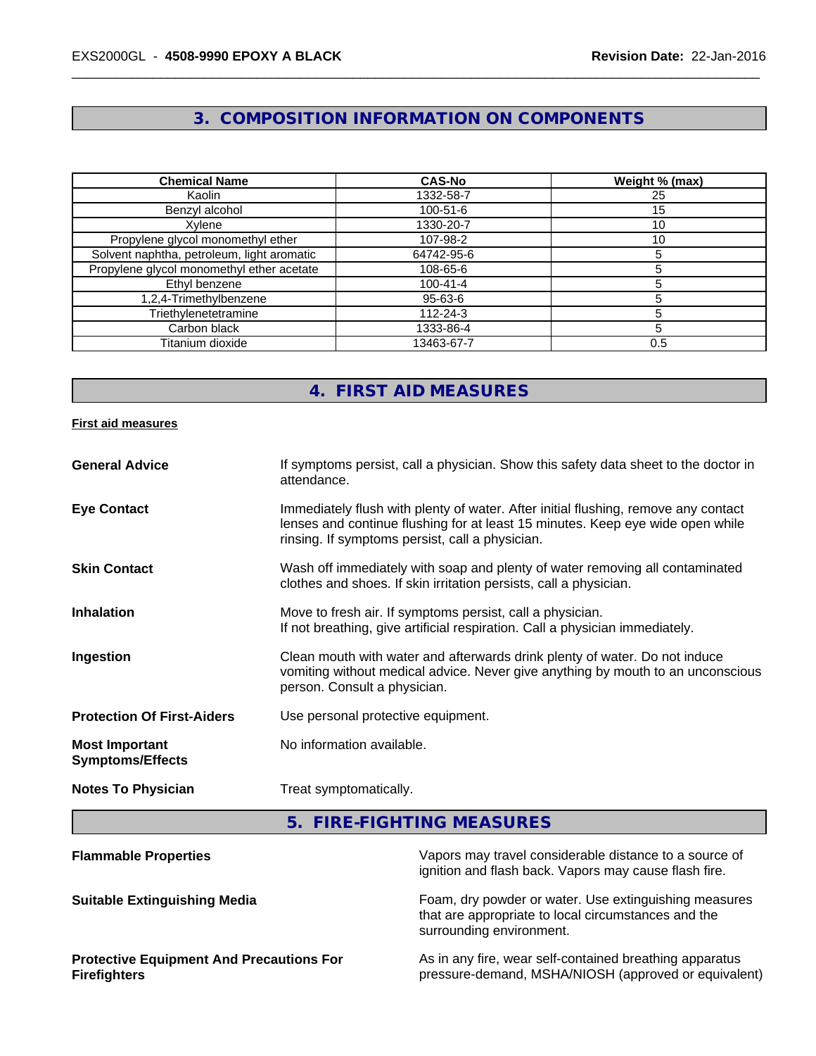## 3. COMPOSITION INFORMATION ON COMPONENTS

| Chemical Name | CAS-No | Weight % (max) |
|---|---|---|
| Kaolin | 1332-58-7 | 25 |
| Benzyl alcohol | 100-51-6 | 15 |
| Xylene | 1330-20-7 | 10 |
| Propylene glycol monomethyl ether | 107-98-2 | 10 |
| Solvent naphtha, petroleum, light aromatic | 64742-95-6 | 5 |
| Propylene glycol monomethyl ether acetate | 108-65-6 | 5 |
| Ethyl benzene | 100-41-4 | 5 |
| 1,2,4-Trimethylbenzene | 95-63-6 | 5 |
| Triethylenetetramine | 112-24-3 | 5 |
| Carbon black | 1333-86-4 | 5 |
| Titanium dioxide | 13463-67-7 | 0.5 |

## 4. FIRST AID MEASURES

**First aid measures**

**General Advice**
If symptoms persist, call a physician. Show this safety data sheet to the doctor in attendance.

**Eye Contact**
Immediately flush with plenty of water. After initial flushing, remove any contact lenses and continue flushing for at least 15 minutes. Keep eye wide open while rinsing. If symptoms persist, call a physician.

**Skin Contact**
Wash off immediately with soap and plenty of water removing all contaminated clothes and shoes. If skin irritation persists, call a physician.

**Inhalation**
Move to fresh air. If symptoms persist, call a physician.
If not breathing, give artificial respiration. Call a physician immediately.

**Ingestion**
Clean mouth with water and afterwards drink plenty of water. Do not induce vomiting without medical advice. Never give anything by mouth to an unconscious person. Consult a physician.

**Protection Of First-Aiders**
Use personal protective equipment.

**Most Important Symptoms/Effects**
No information available.

**Notes To Physician**
Treat symptomatically.

## 5. FIRE-FIGHTING MEASURES

**Flammable Properties**
Vapors may travel considerable distance to a source of ignition and flash back. Vapors may cause flash fire.

**Suitable Extinguishing Media**
Foam, dry powder or water. Use extinguishing measures that are appropriate to local circumstances and the surrounding environment.

**Protective Equipment And Precautions For Firefighters**
As in any fire, wear self-contained breathing apparatus pressure-demand, MSHA/NIOSH (approved or equivalent)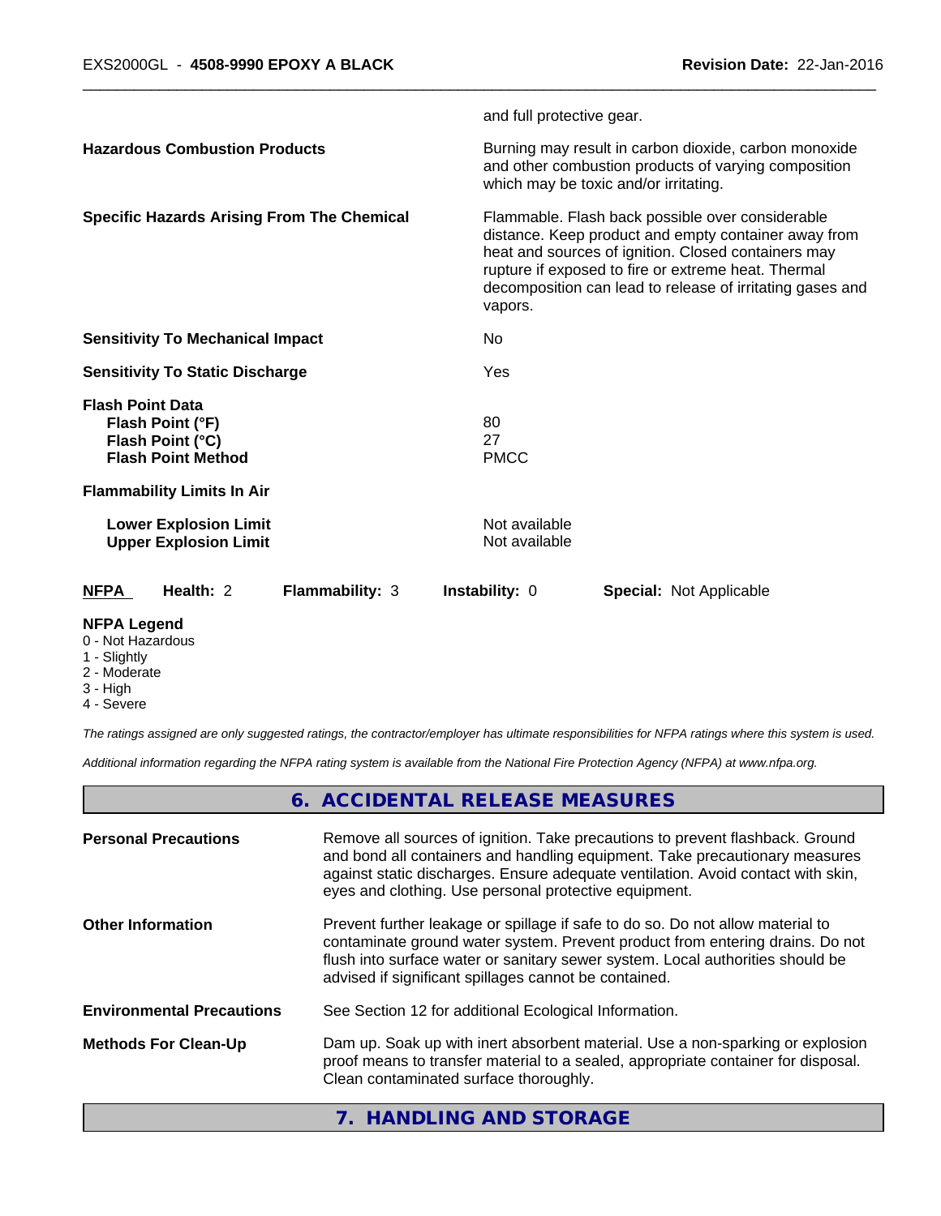| | |
|---|---|
| | and full protective gear. |
| **Hazardous Combustion Products** | Burning may result in carbon dioxide, carbon monoxide and other combustion products of varying composition which may be toxic and/or irritating. |
| **Specific Hazards Arising From The Chemical** | Flammable. Flash back possible over considerable distance. Keep product and empty container away from heat and sources of ignition. Closed containers may rupture if exposed to fire or extreme heat. Thermal decomposition can lead to release of irritating gases and vapors. |
| **Sensitivity To Mechanical Impact** | No |
| **Sensitivity To Static Discharge** | Yes |
| **Flash Point Data** | |
| **Flash Point (°F)** | 80 |
| **Flash Point (°C)** | 27 |
| **Flash Point Method** | PMCC |
| **Flammability Limits In Air** | |
| **Lower Explosion Limit** | Not available |
| **Upper Explosion Limit** | Not available |

**NFPA** **Health:** 2 **Flammability:** 3 **Instability:** 0 **Special:** Not Applicable

**NFPA Legend**

0 - Not Hazardous
1 - Slightly
2 - Moderate
3 - High
4 - Severe

*The ratings assigned are only suggested ratings, the contractor/employer has ultimate responsibilities for NFPA ratings where this system is used.*

*Additional information regarding the NFPA rating system is available from the National Fire Protection Agency (NFPA) at www.nfpa.org.*

## 6. ACCIDENTAL RELEASE MEASURES

| | |
|---|---|
| **Personal Precautions** | Remove all sources of ignition. Take precautions to prevent flashback. Ground and bond all containers and handling equipment. Take precautionary measures against static discharges. Ensure adequate ventilation. Avoid contact with skin, eyes and clothing. Use personal protective equipment. |
| **Other Information** | Prevent further leakage or spillage if safe to do so. Do not allow material to contaminate ground water system. Prevent product from entering drains. Do not flush into surface water or sanitary sewer system. Local authorities should be advised if significant spillages cannot be contained. |
| **Environmental Precautions** | See Section 12 for additional Ecological Information. |
| **Methods For Clean-Up** | Dam up. Soak up with inert absorbent material. Use a non-sparking or explosion proof means to transfer material to a sealed, appropriate container for disposal. Clean contaminated surface thoroughly. |

## 7. HANDLING AND STORAGE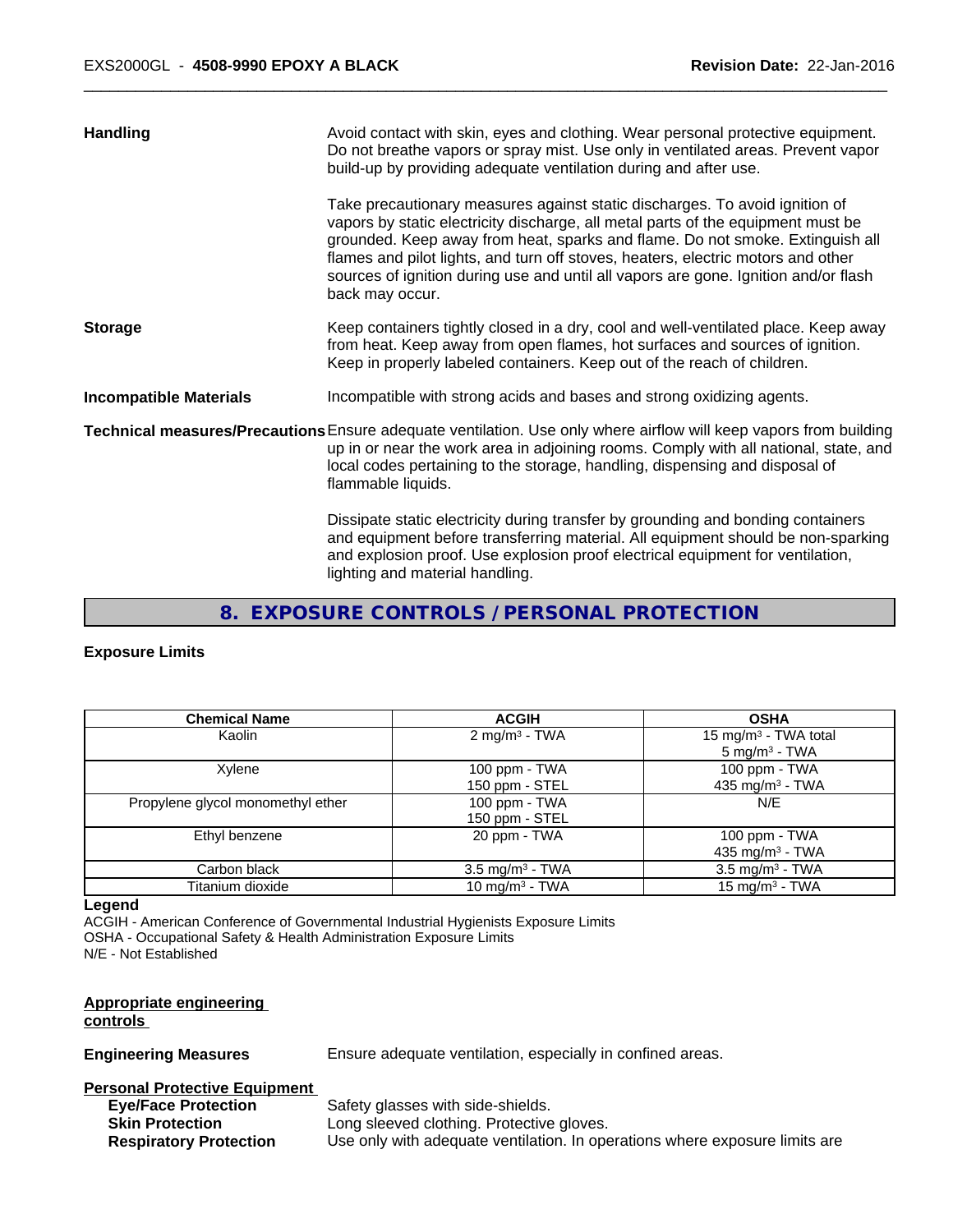**Handling**

Avoid contact with skin, eyes and clothing. Wear personal protective equipment. Do not breathe vapors or spray mist. Use only in ventilated areas. Prevent vapor build-up by providing adequate ventilation during and after use.

Take precautionary measures against static discharges. To avoid ignition of vapors by static electricity discharge, all metal parts of the equipment must be grounded. Keep away from heat, sparks and flame. Do not smoke. Extinguish all flames and pilot lights, and turn off stoves, heaters, electric motors and other sources of ignition during use and until all vapors are gone. Ignition and/or flash back may occur.

**Storage**

Keep containers tightly closed in a dry, cool and well-ventilated place. Keep away from heat. Keep away from open flames, hot surfaces and sources of ignition. Keep in properly labeled containers. Keep out of the reach of children.

**Incompatible Materials**

Incompatible with strong acids and bases and strong oxidizing agents.

**Technical measures/Precautions**

Ensure adequate ventilation. Use only where airflow will keep vapors from building up in or near the work area in adjoining rooms. Comply with all national, state, and local codes pertaining to the storage, handling, dispensing and disposal of flammable liquids.

Dissipate static electricity during transfer by grounding and bonding containers and equipment before transferring material. All equipment should be non-sparking and explosion proof. Use explosion proof electrical equipment for ventilation, lighting and material handling.

## 8. EXPOSURE CONTROLS / PERSONAL PROTECTION

**Exposure Limits**

| Chemical Name | ACGIH | OSHA |
|---|---|---|
| Kaolin | 2 mg/m³ - TWA | 15 mg/m³ - TWA total<br>5 mg/m³ - TWA |
| Xylene | 100 ppm - TWA<br>150 ppm - STEL | 100 ppm - TWA<br>435 mg/m³ - TWA |
| Propylene glycol monomethyl ether | 100 ppm - TWA<br>150 ppm - STEL | N/E |
| Ethyl benzene | 20 ppm - TWA | 100 ppm - TWA<br>435 mg/m³ - TWA |
| Carbon black | 3.5 mg/m³ - TWA | 3.5 mg/m³ - TWA |
| Titanium dioxide | 10 mg/m³ - TWA | 15 mg/m³ - TWA |

**Legend**

ACGIH - American Conference of Governmental Industrial Hygienists Exposure Limits
OSHA - Occupational Safety & Health Administration Exposure Limits
N/E - Not Established

**Appropriate engineering controls**

**Engineering Measures**

Ensure adequate ventilation, especially in confined areas.

**Personal Protective Equipment**

**Eye/Face Protection**

Safety glasses with side-shields.

**Skin Protection**

Long sleeved clothing. Protective gloves.

**Respiratory Protection**

Use only with adequate ventilation. In operations where exposure limits are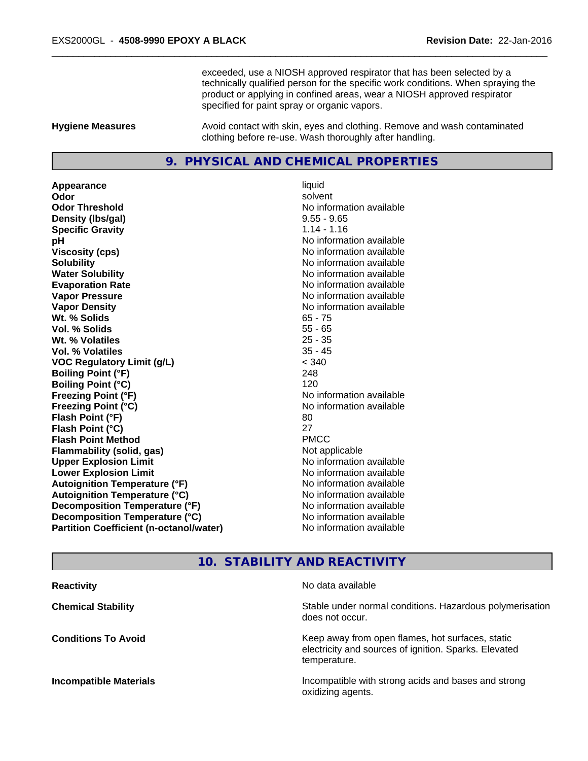exceeded, use a NIOSH approved respirator that has been selected by a technically qualified person for the specific work conditions. When spraying the product or applying in confined areas, wear a NIOSH approved respirator specified for paint spray or organic vapors.

**Hygiene Measures** Avoid contact with skin, eyes and clothing. Remove and wash contaminated clothing before re-use. Wash thoroughly after handling.

## 9. PHYSICAL AND CHEMICAL PROPERTIES

| Property | Value |
|---|---|
| **Appearance** | liquid |
| **Odor** | solvent |
| **Odor Threshold** | No information available |
| **Density (lbs/gal)** | 9.55 - 9.65 |
| **Specific Gravity** | 1.14 - 1.16 |
| **pH** | No information available |
| **Viscosity (cps)** | No information available |
| **Solubility** | No information available |
| **Water Solubility** | No information available |
| **Evaporation Rate** | No information available |
| **Vapor Pressure** | No information available |
| **Vapor Density** | No information available |
| **Wt. % Solids** | 65 - 75 |
| **Vol. % Solids** | 55 - 65 |
| **Wt. % Volatiles** | 25 - 35 |
| **Vol. % Volatiles** | 35 - 45 |
| **VOC Regulatory Limit (g/L)** | < 340 |
| **Boiling Point (°F)** | 248 |
| **Boiling Point (°C)** | 120 |
| **Freezing Point (°F)** | No information available |
| **Freezing Point (°C)** | No information available |
| **Flash Point (°F)** | 80 |
| **Flash Point (°C)** | 27 |
| **Flash Point Method** | PMCC |
| **Flammability (solid, gas)** | Not applicable |
| **Upper Explosion Limit** | No information available |
| **Lower Explosion Limit** | No information available |
| **Autoignition Temperature (°F)** | No information available |
| **Autoignition Temperature (°C)** | No information available |
| **Decomposition Temperature (°F)** | No information available |
| **Decomposition Temperature (°C)** | No information available |
| **Partition Coefficient (n-octanol/water)** | No information available |

## 10. STABILITY AND REACTIVITY

**Reactivity** No data available

**Chemical Stability** Stable under normal conditions. Hazardous polymerisation does not occur.

**Conditions To Avoid** Keep away from open flames, hot surfaces, static electricity and sources of ignition. Sparks. Elevated temperature.

**Incompatible Materials** Incompatible with strong acids and bases and strong oxidizing agents.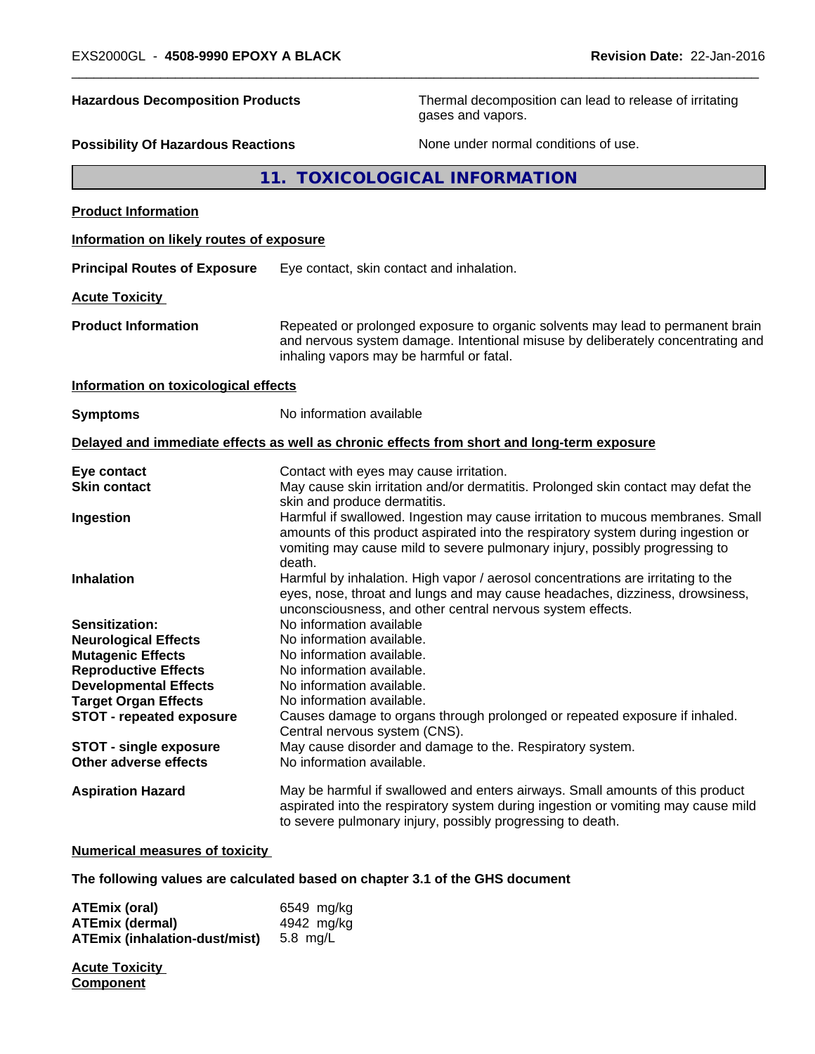**Hazardous Decomposition Products** Thermal decomposition can lead to release of irritating gases and vapors.

**Possibility Of Hazardous Reactions** None under normal conditions of use.

## 11. TOXICOLOGICAL INFORMATION

**Product Information**

**Information on likely routes of exposure**

**Principal Routes of Exposure** Eye contact, skin contact and inhalation.

**Acute Toxicity**

**Product Information** Repeated or prolonged exposure to organic solvents may lead to permanent brain and nervous system damage. Intentional misuse by deliberately concentrating and inhaling vapors may be harmful or fatal.

**Information on toxicological effects**

**Symptoms** No information available

**Delayed and immediate effects as well as chronic effects from short and long-term exposure**

**Eye contact** Contact with eyes may cause irritation.

**Skin contact** May cause skin irritation and/or dermatitis. Prolonged skin contact may defat the skin and produce dermatitis.

**Ingestion** Harmful if swallowed. Ingestion may cause irritation to mucous membranes. Small amounts of this product aspirated into the respiratory system during ingestion or vomiting may cause mild to severe pulmonary injury, possibly progressing to death.

**Inhalation** Harmful by inhalation. High vapor / aerosol concentrations are irritating to the eyes, nose, throat and lungs and may cause headaches, dizziness, drowsiness, unconsciousness, and other central nervous system effects.

**Sensitization:** No information available

**Neurological Effects** No information available.

**Mutagenic Effects** No information available.

**Reproductive Effects** No information available.

**Developmental Effects** No information available.

**Target Organ Effects** No information available.

**STOT - repeated exposure** Causes damage to organs through prolonged or repeated exposure if inhaled. Central nervous system (CNS).

**STOT - single exposure** May cause disorder and damage to the. Respiratory system.

**Other adverse effects** No information available.

**Aspiration Hazard** May be harmful if swallowed and enters airways. Small amounts of this product aspirated into the respiratory system during ingestion or vomiting may cause mild to severe pulmonary injury, possibly progressing to death.

**Numerical measures of toxicity**

**The following values are calculated based on chapter 3.1 of the GHS document**

**ATEmix (oral)** 6549 mg/kg
**ATEmix (dermal)** 4942 mg/kg
**ATEmix (inhalation-dust/mist)** 5.8 mg/L

**Acute Toxicity**
**Component**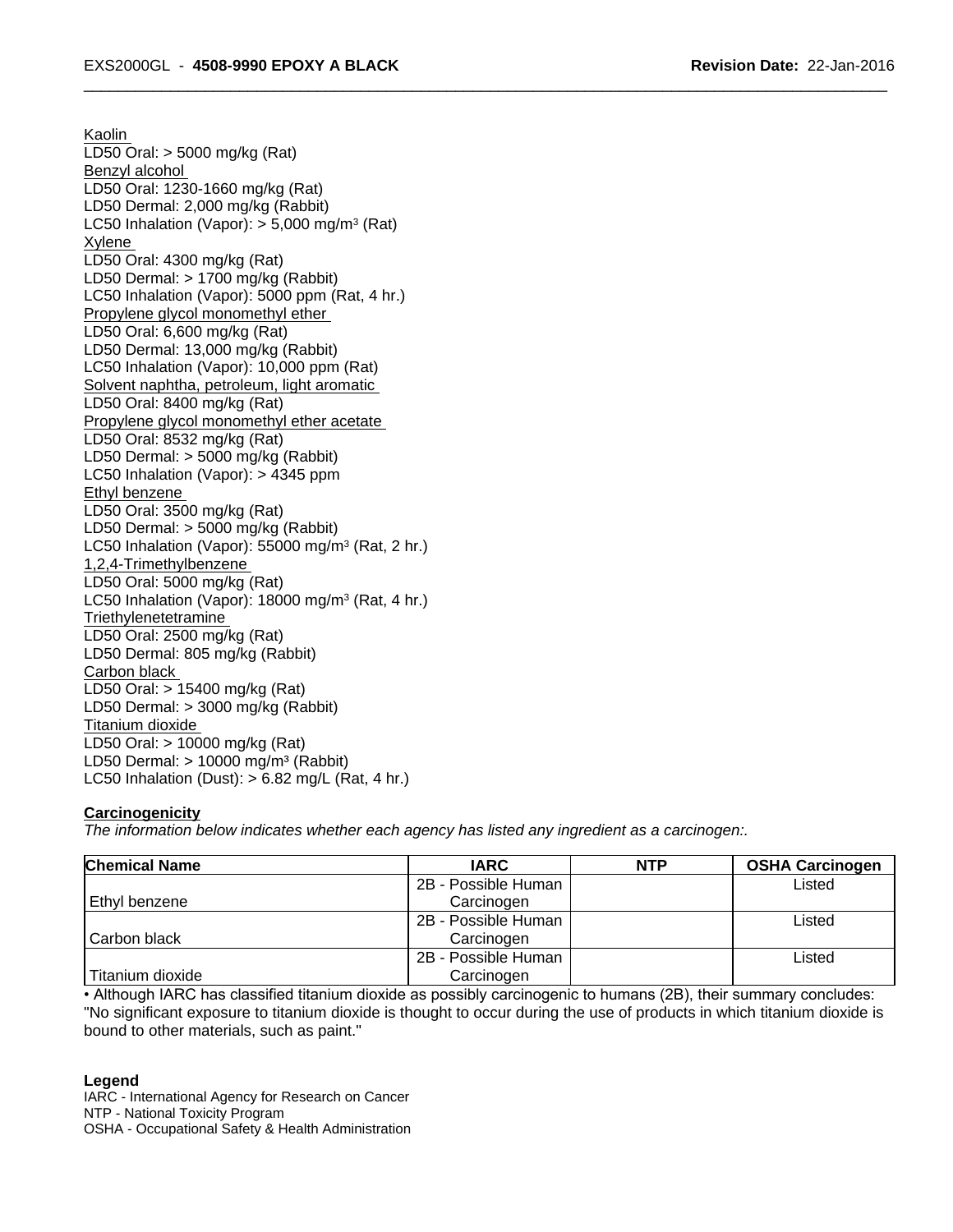Kaolin

LD50 Oral: > 5000 mg/kg (Rat)

Benzyl alcohol

LD50 Oral: 1230-1660 mg/kg (Rat)
LD50 Dermal: 2,000 mg/kg (Rabbit)
LC50 Inhalation (Vapor): > 5,000 mg/m$^3$ (Rat)

Xylene

LD50 Oral: 4300 mg/kg (Rat)
LD50 Dermal: > 1700 mg/kg (Rabbit)
LC50 Inhalation (Vapor): 5000 ppm (Rat, 4 hr.)

Propylene glycol monomethyl ether

LD50 Oral: 6,600 mg/kg (Rat)
LD50 Dermal: 13,000 mg/kg (Rabbit)
LC50 Inhalation (Vapor): 10,000 ppm (Rat)

Solvent naphtha, petroleum, light aromatic

LD50 Oral: 8400 mg/kg (Rat)

Propylene glycol monomethyl ether acetate

LD50 Oral: 8532 mg/kg (Rat)
LD50 Dermal: > 5000 mg/kg (Rabbit)
LC50 Inhalation (Vapor): > 4345 ppm

Ethyl benzene

LD50 Oral: 3500 mg/kg (Rat)
LD50 Dermal: > 5000 mg/kg (Rabbit)
LC50 Inhalation (Vapor): 55000 mg/m$^3$ (Rat, 2 hr.)

1,2,4-Trimethylbenzene

LD50 Oral: 5000 mg/kg (Rat)
LC50 Inhalation (Vapor): 18000 mg/m$^3$ (Rat, 4 hr.)

Triethylenetetramine

LD50 Oral: 2500 mg/kg (Rat)
LD50 Dermal: 805 mg/kg (Rabbit)

Carbon black

LD50 Oral: > 15400 mg/kg (Rat)
LD50 Dermal: > 3000 mg/kg (Rabbit)

Titanium dioxide

LD50 Oral: > 10000 mg/kg (Rat)
LD50 Dermal: > 10000 mg/m$^3$ (Rabbit)
LC50 Inhalation (Dust): > 6.82 mg/L (Rat, 4 hr.)

**Carcinogenicity**

*The information below indicates whether each agency has listed any ingredient as a carcinogen:.*

| Chemical Name | IARC | NTP | OSHA Carcinogen |
|---|---|---|---|
| Ethyl benzene | 2B - Possible Human Carcinogen | | Listed |
| Carbon black | 2B - Possible Human Carcinogen | | Listed |
| Titanium dioxide | 2B - Possible Human Carcinogen | | Listed |

• Although IARC has classified titanium dioxide as possibly carcinogenic to humans (2B), their summary concludes: "No significant exposure to titanium dioxide is thought to occur during the use of products in which titanium dioxide is bound to other materials, such as paint."

**Legend**

IARC - International Agency for Research on Cancer
NTP - National Toxicity Program
OSHA - Occupational Safety & Health Administration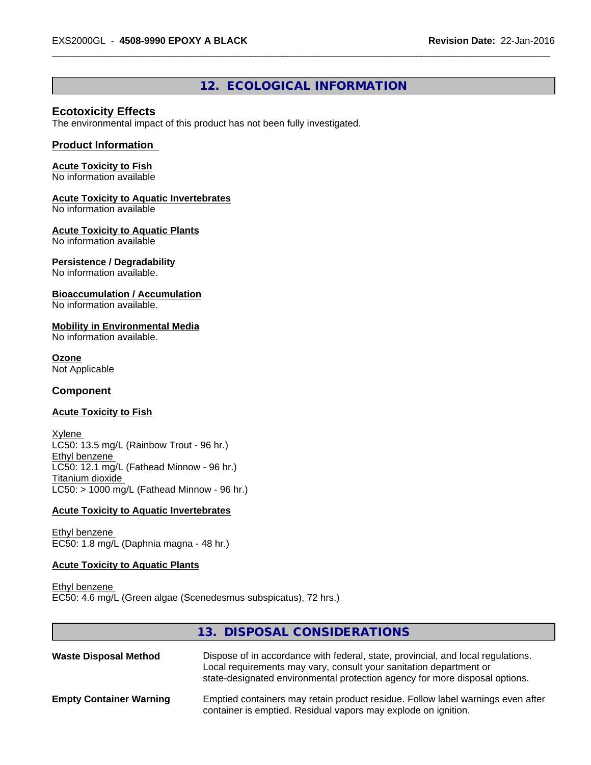## 12. ECOLOGICAL INFORMATION

### Ecotoxicity Effects

The environmental impact of this product has not been fully investigated.

### Product Information

**Acute Toxicity to Fish**
No information available

**Acute Toxicity to Aquatic Invertebrates**
No information available

**Acute Toxicity to Aquatic Plants**
No information available

**Persistence / Degradability**
No information available.

**Bioaccumulation / Accumulation**
No information available.

**Mobility in Environmental Media**
No information available.

**Ozone**
Not Applicable

### Component

**Acute Toxicity to Fish**

Xylene
LC50: 13.5 mg/L (Rainbow Trout - 96 hr.)
Ethyl benzene
LC50: 12.1 mg/L (Fathead Minnow - 96 hr.)
Titanium dioxide
LC50: > 1000 mg/L (Fathead Minnow - 96 hr.)

**Acute Toxicity to Aquatic Invertebrates**

Ethyl benzene
EC50: 1.8 mg/L (Daphnia magna - 48 hr.)

**Acute Toxicity to Aquatic Plants**

Ethyl benzene
EC50: 4.6 mg/L (Green algae (Scenedesmus subspicatus), 72 hrs.)

## 13. DISPOSAL CONSIDERATIONS

**Waste Disposal Method** Dispose of in accordance with federal, state, provincial, and local regulations. Local requirements may vary, consult your sanitation department or state-designated environmental protection agency for more disposal options.

**Empty Container Warning** Emptied containers may retain product residue. Follow label warnings even after container is emptied. Residual vapors may explode on ignition.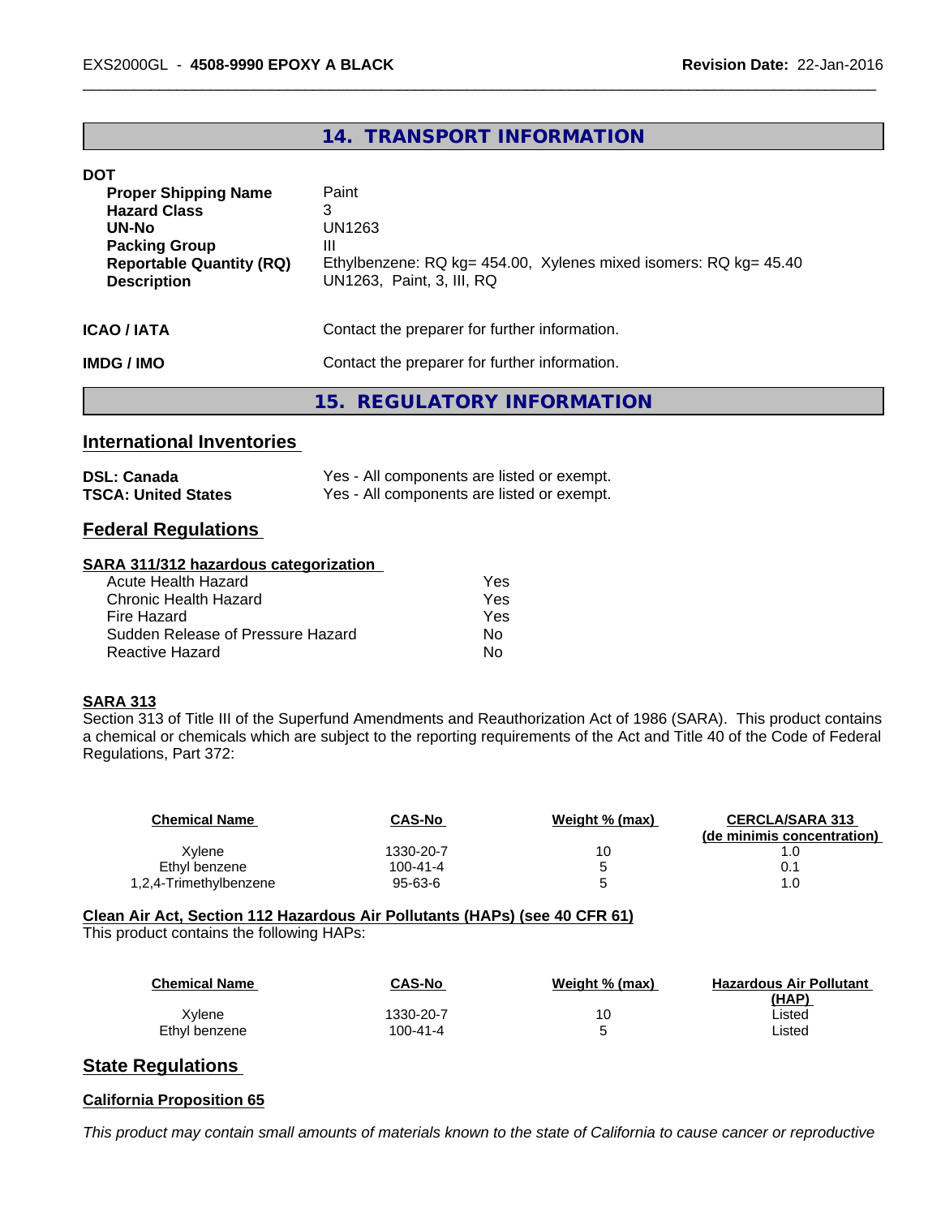## 14. TRANSPORT INFORMATION

**DOT**

| | |
|---|---|
| **Proper Shipping Name** | Paint |
| **Hazard Class** | 3 |
| **UN-No** | UN1263 |
| **Packing Group** | III |
| **Reportable Quantity (RQ)** | Ethylbenzene: RQ kg= 454.00, Xylenes mixed isomers: RQ kg= 45.40 |
| **Description** | UN1263, Paint, 3, III, RQ |

**ICAO / IATA** Contact the preparer for further information.

**IMDG / IMO** Contact the preparer for further information.

## 15. REGULATORY INFORMATION

### International Inventories

| | |
|---|---|
| **DSL: Canada** | Yes - All components are listed or exempt. |
| **TSCA: United States** | Yes - All components are listed or exempt. |

### Federal Regulations

**SARA 311/312 hazardous categorization**

| | |
|---|---|
| Acute Health Hazard | Yes |
| Chronic Health Hazard | Yes |
| Fire Hazard | Yes |
| Sudden Release of Pressure Hazard | No |
| Reactive Hazard | No |

**SARA 313**

Section 313 of Title III of the Superfund Amendments and Reauthorization Act of 1986 (SARA). This product contains a chemical or chemicals which are subject to the reporting requirements of the Act and Title 40 of the Code of Federal Regulations, Part 372:

| Chemical Name | CAS-No | Weight % (max) | CERCLA/SARA 313 (de minimis concentration) |
|---|---|---|---|
| Xylene | 1330-20-7 | 10 | 1.0 |
| Ethyl benzene | 100-41-4 | 5 | 0.1 |
| 1,2,4-Trimethylbenzene | 95-63-6 | 5 | 1.0 |

**Clean Air Act, Section 112 Hazardous Air Pollutants (HAPs) (see 40 CFR 61)**

This product contains the following HAPs:

| Chemical Name | CAS-No | Weight % (max) | Hazardous Air Pollutant (HAP) |
|---|---|---|---|
| Xylene | 1330-20-7 | 10 | Listed |
| Ethyl benzene | 100-41-4 | 5 | Listed |

### State Regulations

**California Proposition 65**

*This product may contain small amounts of materials known to the state of California to cause cancer or reproductive*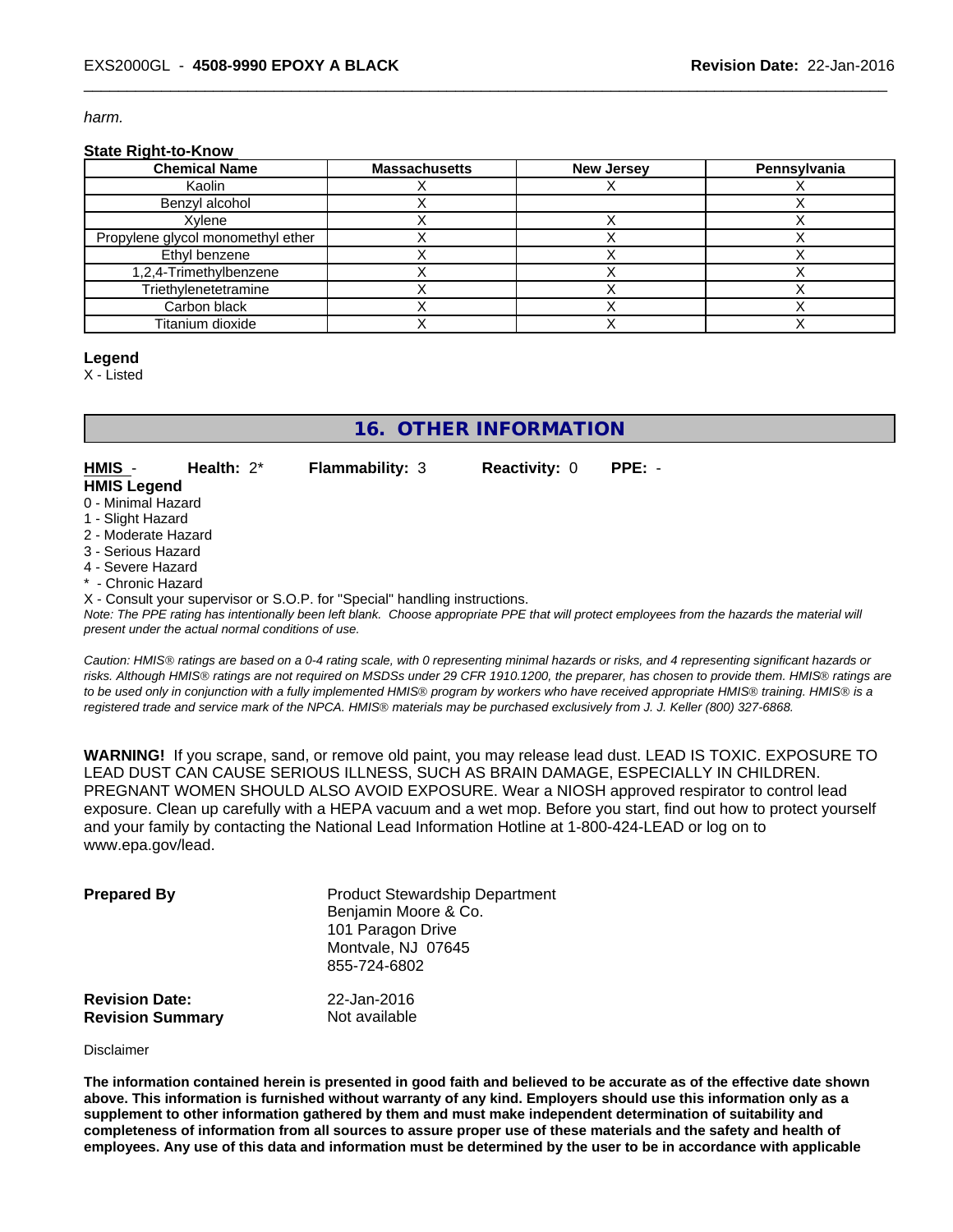*harm.*

**State Right-to-Know**

| Chemical Name | Massachusetts | New Jersey | Pennsylvania |
|---|---|---|---|
| Kaolin | X | X | X |
| Benzyl alcohol | X | | X |
| Xylene | X | X | X |
| Propylene glycol monomethyl ether | X | X | X |
| Ethyl benzene | X | X | X |
| 1,2,4-Trimethylbenzene | X | X | X |
| Triethylenetetramine | X | X | X |
| Carbon black | X | X | X |
| Titanium dioxide | X | X | X |

**Legend**

X - Listed

## 16. OTHER INFORMATION

**HMIS** - **Health:** 2* **Flammability:** 3 **Reactivity:** 0 **PPE:** -

**HMIS Legend**

0 - Minimal Hazard
1 - Slight Hazard
2 - Moderate Hazard
3 - Serious Hazard
4 - Severe Hazard
* - Chronic Hazard
X - Consult your supervisor or S.O.P. for "Special" handling instructions.

*Note: The PPE rating has intentionally been left blank. Choose appropriate PPE that will protect employees from the hazards the material will present under the actual normal conditions of use.*

*Caution: HMIS® ratings are based on a 0-4 rating scale, with 0 representing minimal hazards or risks, and 4 representing significant hazards or risks. Although HMIS® ratings are not required on MSDSs under 29 CFR 1910.1200, the preparer, has chosen to provide them. HMIS® ratings are to be used only in conjunction with a fully implemented HMIS® program by workers who have received appropriate HMIS® training. HMIS® is a registered trade and service mark of the NPCA. HMIS® materials may be purchased exclusively from J. J. Keller (800) 327-6868.*

**WARNING!** If you scrape, sand, or remove old paint, you may release lead dust. LEAD IS TOXIC. EXPOSURE TO LEAD DUST CAN CAUSE SERIOUS ILLNESS, SUCH AS BRAIN DAMAGE, ESPECIALLY IN CHILDREN. PREGNANT WOMEN SHOULD ALSO AVOID EXPOSURE. Wear a NIOSH approved respirator to control lead exposure. Clean up carefully with a HEPA vacuum and a wet mop. Before you start, find out how to protect yourself and your family by contacting the National Lead Information Hotline at 1-800-424-LEAD or log on to www.epa.gov/lead.

**Prepared By**
Product Stewardship Department
Benjamin Moore & Co.
101 Paragon Drive
Montvale, NJ 07645
855-724-6802

**Revision Date:** 22-Jan-2016
**Revision Summary** Not available

Disclaimer

**The information contained herein is presented in good faith and believed to be accurate as of the effective date shown above. This information is furnished without warranty of any kind. Employers should use this information only as a supplement to other information gathered by them and must make independent determination of suitability and completeness of information from all sources to assure proper use of these materials and the safety and health of employees. Any use of this data and information must be determined by the user to be in accordance with applicable**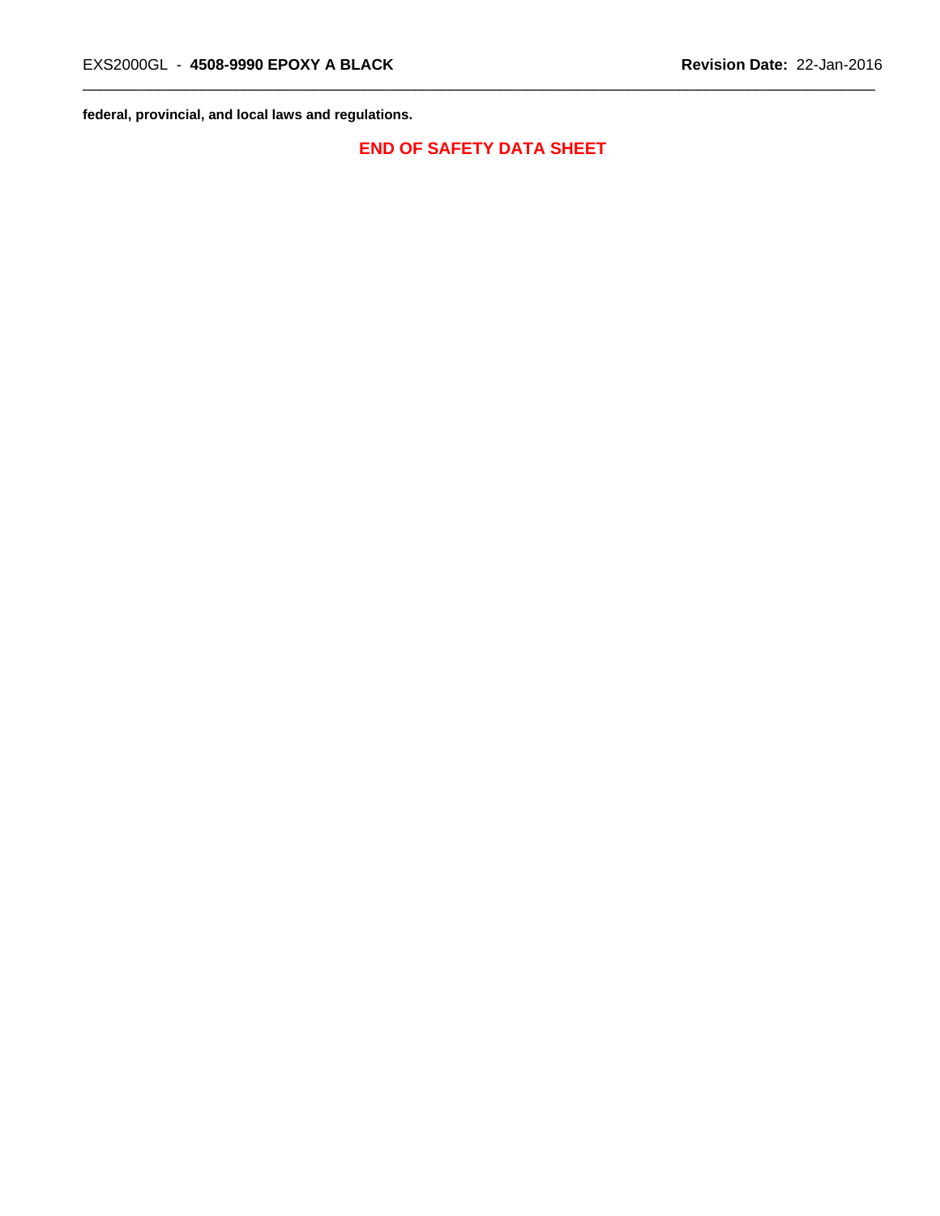**federal, provincial, and local laws and regulations.**

**END OF SAFETY DATA SHEET**